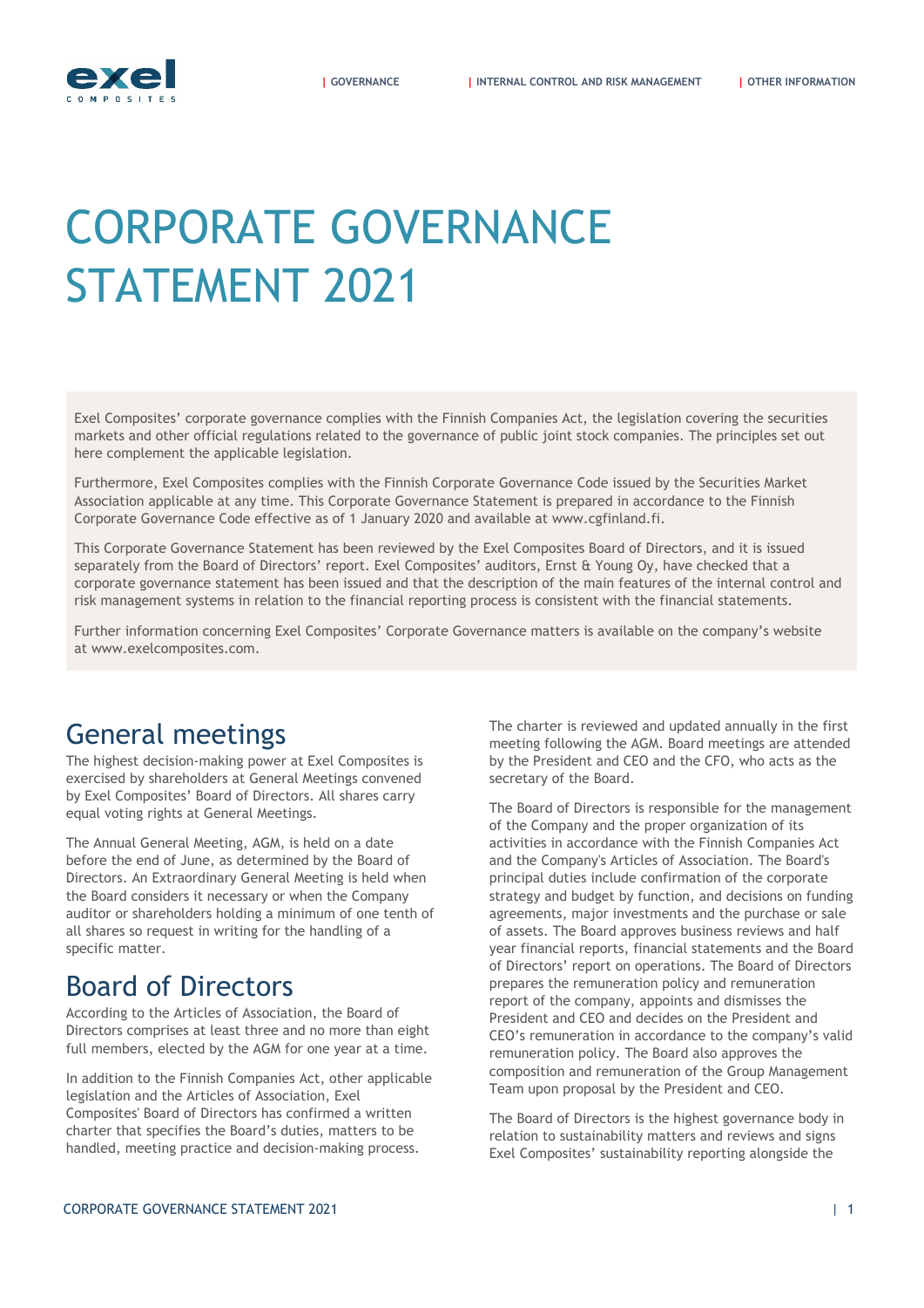# CORPORATE GOVERNANCE STATEMENT 2021

Exel Composites' corporate governance complies with the Finnish Companies Act, the legislation covering the securities markets and other official regulations related to the governance of public joint stock companies. The principles set out here complement the applicable legislation.

Furthermore, Exel Composites complies with the Finnish Corporate Governance Code issued by the Securities Market Association applicable at any time. This Corporate Governance Statement is prepared in accordance to the Finnish Corporate Governance Code effective as of 1 January 2020 and available at www.cgfinland.fi.

This Corporate Governance Statement has been reviewed by the Exel Composites Board of Directors, and it is issued separately from the Board of Directors' report. Exel Composites' auditors, Ernst & Young Oy, have checked that a corporate governance statement has been issued and that the description of the main features of the internal control and risk management systems in relation to the financial reporting process is consistent with the financial statements.

Further information concerning Exel Composites' Corporate Governance matters is available on the company's website at www.exelcomposites.com.

## General meetings

The highest decision-making power at Exel Composites is exercised by shareholders at General Meetings convened by Exel Composites' Board of Directors. All shares carry equal voting rights at General Meetings.

The Annual General Meeting, AGM, is held on a date before the end of June, as determined by the Board of Directors. An Extraordinary General Meeting is held when the Board considers it necessary or when the Company auditor or shareholders holding a minimum of one tenth of all shares so request in writing for the handling of a specific matter.

## Board of Directors

According to the Articles of Association, the Board of Directors comprises at least three and no more than eight full members, elected by the AGM for one year at a time.

In addition to the Finnish Companies Act, other applicable legislation and the Articles of Association, Exel Composites' Board of Directors has confirmed a written charter that specifies the Board's duties, matters to be handled, meeting practice and decision-making process. The charter is reviewed and updated annually in the first meeting following the AGM. Board meetings are attended by the President and CEO and the CFO, who acts as the secretary of the Board.

The Board of Directors is responsible for the management of the Company and the proper organization of its activities in accordance with the Finnish Companies Act and the Company's Articles of Association. The Board's principal duties include confirmation of the corporate strategy and budget by function, and decisions on funding agreements, major investments and the purchase or sale of assets. The Board approves business reviews and half year financial reports, financial statements and the Board of Directors' report on operations. The Board of Directors prepares the remuneration policy and remuneration report of the company, appoints and dismisses the President and CEO and decides on the President and CEO's remuneration in accordance to the company's valid remuneration policy. The Board also approves the composition and remuneration of the Group Management Team upon proposal by the President and CEO.

The Board of Directors is the highest governance body in relation to sustainability matters and reviews and signs Exel Composites' sustainability reporting alongside the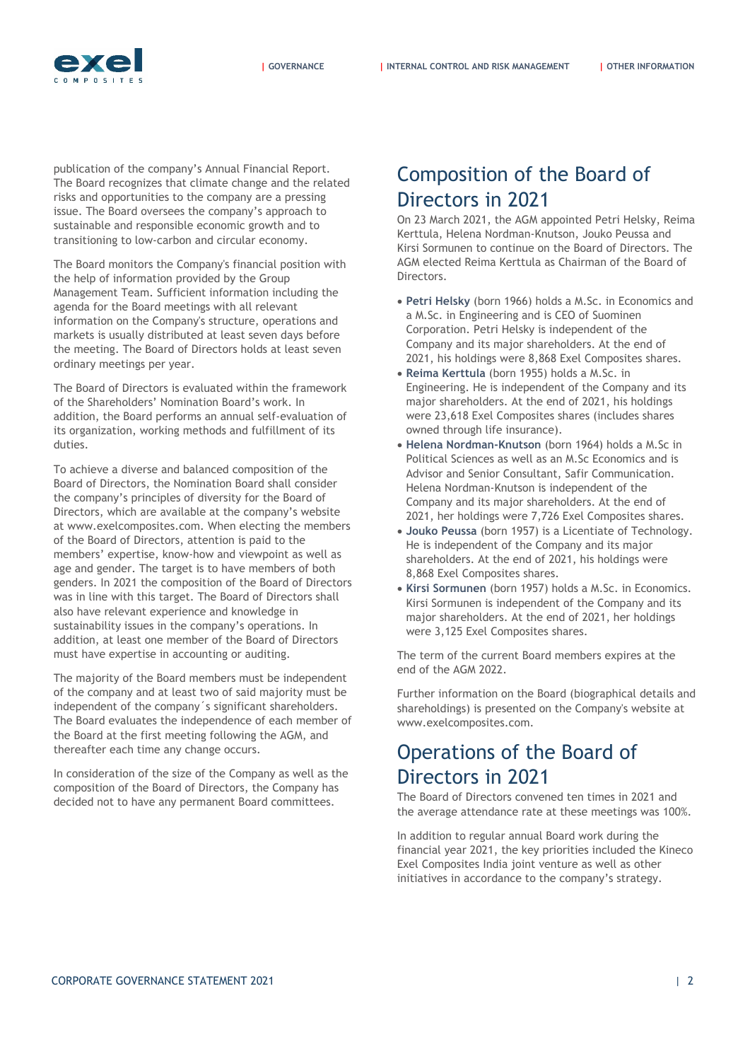publication of the company's Annual Financial Report. The Board recognizes that climate change and the related risks and opportunities to the company are a pressing issue. The Board oversees the company's approach to sustainable and responsible economic growth and to transitioning to low-carbon and circular economy.

The Board monitors the Company's financial position with the help of information provided by the Group Management Team. Sufficient information including the agenda for the Board meetings with all relevant information on the Company's structure, operations and markets is usually distributed at least seven days before the meeting. The Board of Directors holds at least seven ordinary meetings per year.

The Board of Directors is evaluated within the framework of the Shareholders' Nomination Board's work. In addition, the Board performs an annual self-evaluation of its organization, working methods and fulfillment of its duties.

To achieve a diverse and balanced composition of the Board of Directors, the Nomination Board shall consider the company's principles of diversity for the Board of Directors, which are available at the company's website at www.exelcomposites.com. When electing the members of the Board of Directors, attention is paid to the members' expertise, know-how and viewpoint as well as age and gender. The target is to have members of both genders. In 2021 the composition of the Board of Directors was in line with this target. The Board of Directors shall also have relevant experience and knowledge in sustainability issues in the company's operations. In addition, at least one member of the Board of Directors must have expertise in accounting or auditing.

The majority of the Board members must be independent of the company and at least two of said majority must be independent of the company´s significant shareholders. The Board evaluates the independence of each member of the Board at the first meeting following the AGM, and thereafter each time any change occurs.

In consideration of the size of the Company as well as the composition of the Board of Directors, the Company has decided not to have any permanent Board committees.

## Composition of the Board of Directors in 2021

On 23 March 2021, the AGM appointed Petri Helsky, Reima Kerttula, Helena Nordman-Knutson, Jouko Peussa and Kirsi Sormunen to continue on the Board of Directors. The AGM elected Reima Kerttula as Chairman of the Board of Directors.

- **Petri Helsky** (born 1966) holds a M.Sc. in Economics and a M.Sc. in Engineering and is CEO of Suominen Corporation. Petri Helsky is independent of the Company and its major shareholders. At the end of 2021, his holdings were 8,868 Exel Composites shares.
- **Reima Kerttula** (born 1955) holds a M.Sc. in Engineering. He is independent of the Company and its major shareholders. At the end of 2021, his holdings were 23,618 Exel Composites shares (includes shares owned through life insurance).
- **Helena Nordman-Knutson** (born 1964) holds a M.Sc in Political Sciences as well as an M.Sc Economics and is Advisor and Senior Consultant, Safir Communication. Helena Nordman-Knutson is independent of the Company and its major shareholders. At the end of 2021, her holdings were 7,726 Exel Composites shares.
- **Jouko Peussa** (born 1957) is a Licentiate of Technology. He is independent of the Company and its major shareholders. At the end of 2021, his holdings were 8,868 Exel Composites shares.
- **Kirsi Sormunen** (born 1957) holds a M.Sc. in Economics. Kirsi Sormunen is independent of the Company and its major shareholders. At the end of 2021, her holdings were 3,125 Exel Composites shares.

The term of the current Board members expires at the end of the AGM 2022.

Further information on the Board (biographical details and shareholdings) is presented on the Company's website at www.exelcomposites.com.

## Operations of the Board of Directors in 2021

The Board of Directors convened ten times in 2021 and the average attendance rate at these meetings was 100%.

In addition to regular annual Board work during the financial year 2021, the key priorities included the Kineco Exel Composites India joint venture as well as other initiatives in accordance to the company's strategy.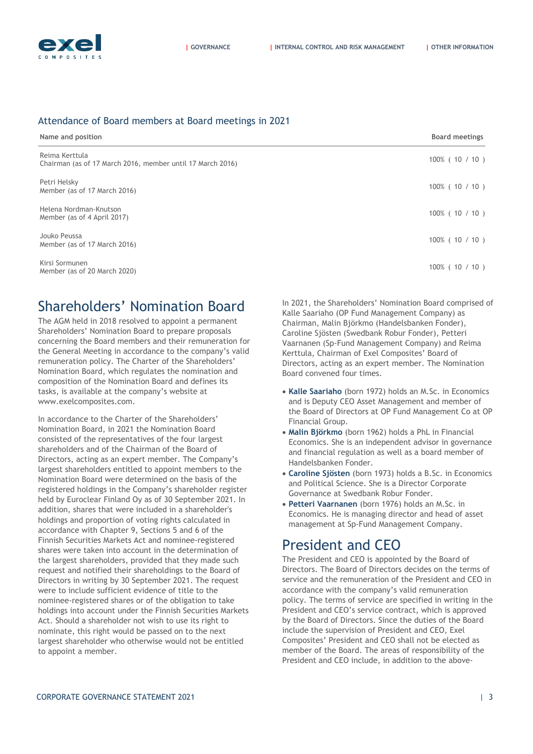### Attendance of Board members at Board meetings in 2021

| Name and position | Board meetings |
|---|---|
| Reima Kerttula<br>Chairman (as of 17 March 2016, member until 17 March 2016) | 100% ( 10 / 10 ) |
| Petri Helsky<br>Member (as of 17 March 2016) | 100% ( 10 / 10 ) |
| Helena Nordman-Knutson<br>Member (as of 4 April 2017) | 100% ( 10 / 10 ) |
| Jouko Peussa<br>Member (as of 17 March 2016) | 100% ( 10 / 10 ) |
| Kirsi Sormunen<br>Member (as of 20 March 2020) | 100% ( 10 / 10 ) |

## Shareholders' Nomination Board

The AGM held in 2018 resolved to appoint a permanent Shareholders' Nomination Board to prepare proposals concerning the Board members and their remuneration for the General Meeting in accordance to the company's valid remuneration policy. The Charter of the Shareholders' Nomination Board, which regulates the nomination and composition of the Nomination Board and defines its tasks, is available at the company's website at www.exelcomposites.com.

In accordance to the Charter of the Shareholders' Nomination Board, in 2021 the Nomination Board consisted of the representatives of the four largest shareholders and of the Chairman of the Board of Directors, acting as an expert member. The Company's largest shareholders entitled to appoint members to the Nomination Board were determined on the basis of the registered holdings in the Company's shareholder register held by Euroclear Finland Oy as of 30 September 2021. In addition, shares that were included in a shareholder's holdings and proportion of voting rights calculated in accordance with Chapter 9, Sections 5 and 6 of the Finnish Securities Markets Act and nominee-registered shares were taken into account in the determination of the largest shareholders, provided that they made such request and notified their shareholdings to the Board of Directors in writing by 30 September 2021. The request were to include sufficient evidence of title to the nominee-registered shares or of the obligation to take holdings into account under the Finnish Securities Markets Act. Should a shareholder not wish to use its right to nominate, this right would be passed on to the next largest shareholder who otherwise would not be entitled to appoint a member.

In 2021, the Shareholders' Nomination Board comprised of Kalle Saariaho (OP Fund Management Company) as Chairman, Malin Björkmo (Handelsbanken Fonder), Caroline Sjösten (Swedbank Robur Fonder), Petteri Vaarnanen (Sp-Fund Management Company) and Reima Kerttula, Chairman of Exel Composites' Board of Directors, acting as an expert member. The Nomination Board convened four times.

- **Kalle Saariaho** (born 1972) holds an M.Sc. in Economics and is Deputy CEO Asset Management and member of the Board of Directors at OP Fund Management Co at OP Financial Group.
- **Malin Björkmo** (born 1962) holds a PhL in Financial Economics. She is an independent advisor in governance and financial regulation as well as a board member of Handelsbanken Fonder.
- **Caroline Sjösten** (born 1973) holds a B.Sc. in Economics and Political Science. She is a Director Corporate Governance at Swedbank Robur Fonder.
- **Petteri Vaarnanen** (born 1976) holds an M.Sc. in Economics. He is managing director and head of asset management at Sp-Fund Management Company.

## President and CEO

The President and CEO is appointed by the Board of Directors. The Board of Directors decides on the terms of service and the remuneration of the President and CEO in accordance with the company's valid remuneration policy. The terms of service are specified in writing in the President and CEO's service contract, which is approved by the Board of Directors. Since the duties of the Board include the supervision of President and CEO, Exel Composites' President and CEO shall not be elected as member of the Board. The areas of responsibility of the President and CEO include, in addition to the above-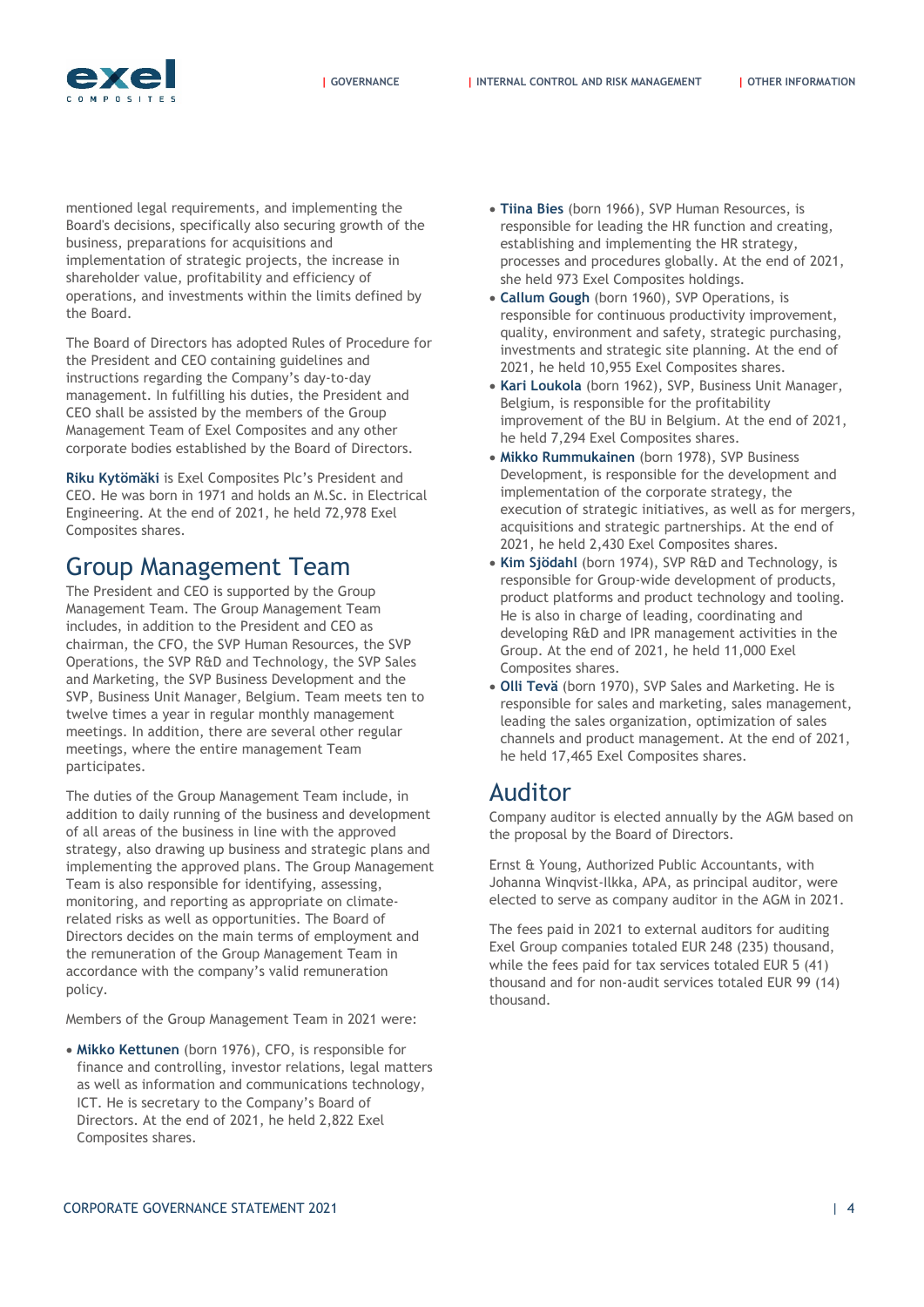mentioned legal requirements, and implementing the Board's decisions, specifically also securing growth of the business, preparations for acquisitions and implementation of strategic projects, the increase in shareholder value, profitability and efficiency of operations, and investments within the limits defined by the Board.

The Board of Directors has adopted Rules of Procedure for the President and CEO containing guidelines and instructions regarding the Company's day-to-day management. In fulfilling his duties, the President and CEO shall be assisted by the members of the Group Management Team of Exel Composites and any other corporate bodies established by the Board of Directors.

**Riku Kytömäki** is Exel Composites Plc's President and CEO. He was born in 1971 and holds an M.Sc. in Electrical Engineering. At the end of 2021, he held 72,978 Exel Composites shares.

## Group Management Team

The President and CEO is supported by the Group Management Team. The Group Management Team includes, in addition to the President and CEO as chairman, the CFO, the SVP Human Resources, the SVP Operations, the SVP R&D and Technology, the SVP Sales and Marketing, the SVP Business Development and the SVP, Business Unit Manager, Belgium. Team meets ten to twelve times a year in regular monthly management meetings. In addition, there are several other regular meetings, where the entire management Team participates.

The duties of the Group Management Team include, in addition to daily running of the business and development of all areas of the business in line with the approved strategy, also drawing up business and strategic plans and implementing the approved plans. The Group Management Team is also responsible for identifying, assessing, monitoring, and reporting as appropriate on climate-related risks as well as opportunities. The Board of Directors decides on the main terms of employment and the remuneration of the Group Management Team in accordance with the company's valid remuneration policy.

Members of the Group Management Team in 2021 were:

- **Mikko Kettunen** (born 1976), CFO, is responsible for finance and controlling, investor relations, legal matters as well as information and communications technology, ICT. He is secretary to the Company's Board of Directors. At the end of 2021, he held 2,822 Exel Composites shares.
- **Tiina Bies** (born 1966), SVP Human Resources, is responsible for leading the HR function and creating, establishing and implementing the HR strategy, processes and procedures globally. At the end of 2021, she held 973 Exel Composites holdings.
- **Callum Gough** (born 1960), SVP Operations, is responsible for continuous productivity improvement, quality, environment and safety, strategic purchasing, investments and strategic site planning. At the end of 2021, he held 10,955 Exel Composites shares.
- **Kari Loukola** (born 1962), SVP, Business Unit Manager, Belgium, is responsible for the profitability improvement of the BU in Belgium. At the end of 2021, he held 7,294 Exel Composites shares.
- **Mikko Rummukainen** (born 1978), SVP Business Development, is responsible for the development and implementation of the corporate strategy, the execution of strategic initiatives, as well as for mergers, acquisitions and strategic partnerships. At the end of 2021, he held 2,430 Exel Composites shares.
- **Kim Sjödahl** (born 1974), SVP R&D and Technology, is responsible for Group-wide development of products, product platforms and product technology and tooling. He is also in charge of leading, coordinating and developing R&D and IPR management activities in the Group. At the end of 2021, he held 11,000 Exel Composites shares.
- **Olli Tevä** (born 1970), SVP Sales and Marketing. He is responsible for sales and marketing, sales management, leading the sales organization, optimization of sales channels and product management. At the end of 2021, he held 17,465 Exel Composites shares.

## Auditor

Company auditor is elected annually by the AGM based on the proposal by the Board of Directors.

Ernst & Young, Authorized Public Accountants, with Johanna Winqvist-Ilkka, APA, as principal auditor, were elected to serve as company auditor in the AGM in 2021.

The fees paid in 2021 to external auditors for auditing Exel Group companies totaled EUR 248 (235) thousand, while the fees paid for tax services totaled EUR 5 (41) thousand and for non-audit services totaled EUR 99 (14) thousand.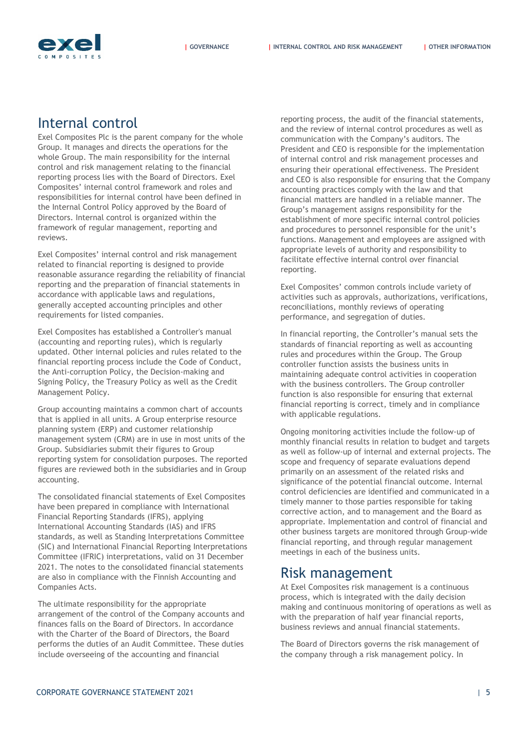## Internal control

Exel Composites Plc is the parent company for the whole Group. It manages and directs the operations for the whole Group. The main responsibility for the internal control and risk management relating to the financial reporting process lies with the Board of Directors. Exel Composites' internal control framework and roles and responsibilities for internal control have been defined in the Internal Control Policy approved by the Board of Directors. Internal control is organized within the framework of regular management, reporting and reviews.

Exel Composites' internal control and risk management related to financial reporting is designed to provide reasonable assurance regarding the reliability of financial reporting and the preparation of financial statements in accordance with applicable laws and regulations, generally accepted accounting principles and other requirements for listed companies.

Exel Composites has established a Controller's manual (accounting and reporting rules), which is regularly updated. Other internal policies and rules related to the financial reporting process include the Code of Conduct, the Anti-corruption Policy, the Decision-making and Signing Policy, the Treasury Policy as well as the Credit Management Policy.

Group accounting maintains a common chart of accounts that is applied in all units. A Group enterprise resource planning system (ERP) and customer relationship management system (CRM) are in use in most units of the Group. Subsidiaries submit their figures to Group reporting system for consolidation purposes. The reported figures are reviewed both in the subsidiaries and in Group accounting.

The consolidated financial statements of Exel Composites have been prepared in compliance with International Financial Reporting Standards (IFRS), applying International Accounting Standards (IAS) and IFRS standards, as well as Standing Interpretations Committee (SIC) and International Financial Reporting Interpretations Committee (IFRIC) interpretations, valid on 31 December 2021. The notes to the consolidated financial statements are also in compliance with the Finnish Accounting and Companies Acts.

The ultimate responsibility for the appropriate arrangement of the control of the Company accounts and finances falls on the Board of Directors. In accordance with the Charter of the Board of Directors, the Board performs the duties of an Audit Committee. These duties include overseeing of the accounting and financial reporting process, the audit of the financial statements, and the review of internal control procedures as well as communication with the Company's auditors. The President and CEO is responsible for the implementation of internal control and risk management processes and ensuring their operational effectiveness. The President and CEO is also responsible for ensuring that the Company accounting practices comply with the law and that financial matters are handled in a reliable manner. The Group's management assigns responsibility for the establishment of more specific internal control policies and procedures to personnel responsible for the unit's functions. Management and employees are assigned with appropriate levels of authority and responsibility to facilitate effective internal control over financial reporting.

Exel Composites' common controls include variety of activities such as approvals, authorizations, verifications, reconciliations, monthly reviews of operating performance, and segregation of duties.

In financial reporting, the Controller's manual sets the standards of financial reporting as well as accounting rules and procedures within the Group. The Group controller function assists the business units in maintaining adequate control activities in cooperation with the business controllers. The Group controller function is also responsible for ensuring that external financial reporting is correct, timely and in compliance with applicable regulations.

Ongoing monitoring activities include the follow-up of monthly financial results in relation to budget and targets as well as follow-up of internal and external projects. The scope and frequency of separate evaluations depend primarily on an assessment of the related risks and significance of the potential financial outcome. Internal control deficiencies are identified and communicated in a timely manner to those parties responsible for taking corrective action, and to management and the Board as appropriate. Implementation and control of financial and other business targets are monitored through Group-wide financial reporting, and through regular management meetings in each of the business units.

## Risk management

At Exel Composites risk management is a continuous process, which is integrated with the daily decision making and continuous monitoring of operations as well as with the preparation of half year financial reports, business reviews and annual financial statements.

The Board of Directors governs the risk management of the company through a risk management policy. In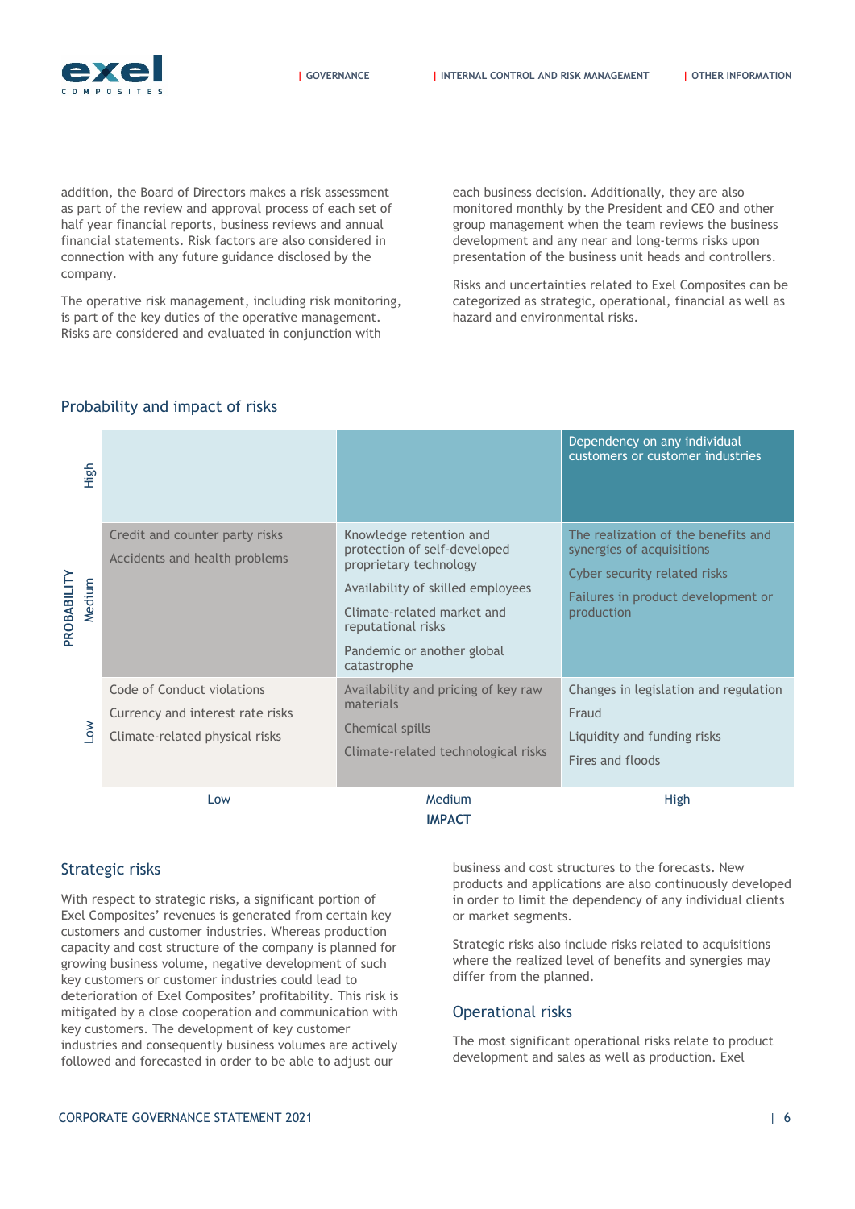addition, the Board of Directors makes a risk assessment as part of the review and approval process of each set of half year financial reports, business reviews and annual financial statements. Risk factors are also considered in connection with any future guidance disclosed by the company.

The operative risk management, including risk monitoring, is part of the key duties of the operative management. Risks are considered and evaluated in conjunction with each business decision. Additionally, they are also monitored monthly by the President and CEO and other group management when the team reviews the business development and any near and long-terms risks upon presentation of the business unit heads and controllers.

Risks and uncertainties related to Exel Composites can be categorized as strategic, operational, financial as well as hazard and environmental risks.

## Probability and impact of risks

| PROBABILITY / IMPACT | Low | Medium | High |
|---|---|---|---|
| **High** | | | Dependency on any individual customers or customer industries |
| **Medium** | Credit and counter party risks<br>Accidents and health problems | Knowledge retention and protection of self-developed proprietary technology<br>Availability of skilled employees<br>Climate-related market and reputational risks<br>Pandemic or another global catastrophe | The realization of the benefits and synergies of acquisitions<br>Cyber security related risks<br>Failures in product development or production |
| **Low** | Code of Conduct violations<br>Currency and interest rate risks<br>Climate-related physical risks | Availability and pricing of key raw materials<br>Chemical spills<br>Climate-related technological risks | Changes in legislation and regulation<br>Fraud<br>Liquidity and funding risks<br>Fires and floods |

## Strategic risks

With respect to strategic risks, a significant portion of Exel Composites' revenues is generated from certain key customers and customer industries. Whereas production capacity and cost structure of the company is planned for growing business volume, negative development of such key customers or customer industries could lead to deterioration of Exel Composites' profitability. This risk is mitigated by a close cooperation and communication with key customers. The development of key customer industries and consequently business volumes are actively followed and forecasted in order to be able to adjust our business and cost structures to the forecasts. New products and applications are also continuously developed in order to limit the dependency of any individual clients or market segments.

Strategic risks also include risks related to acquisitions where the realized level of benefits and synergies may differ from the planned.

## Operational risks

The most significant operational risks relate to product development and sales as well as production. Exel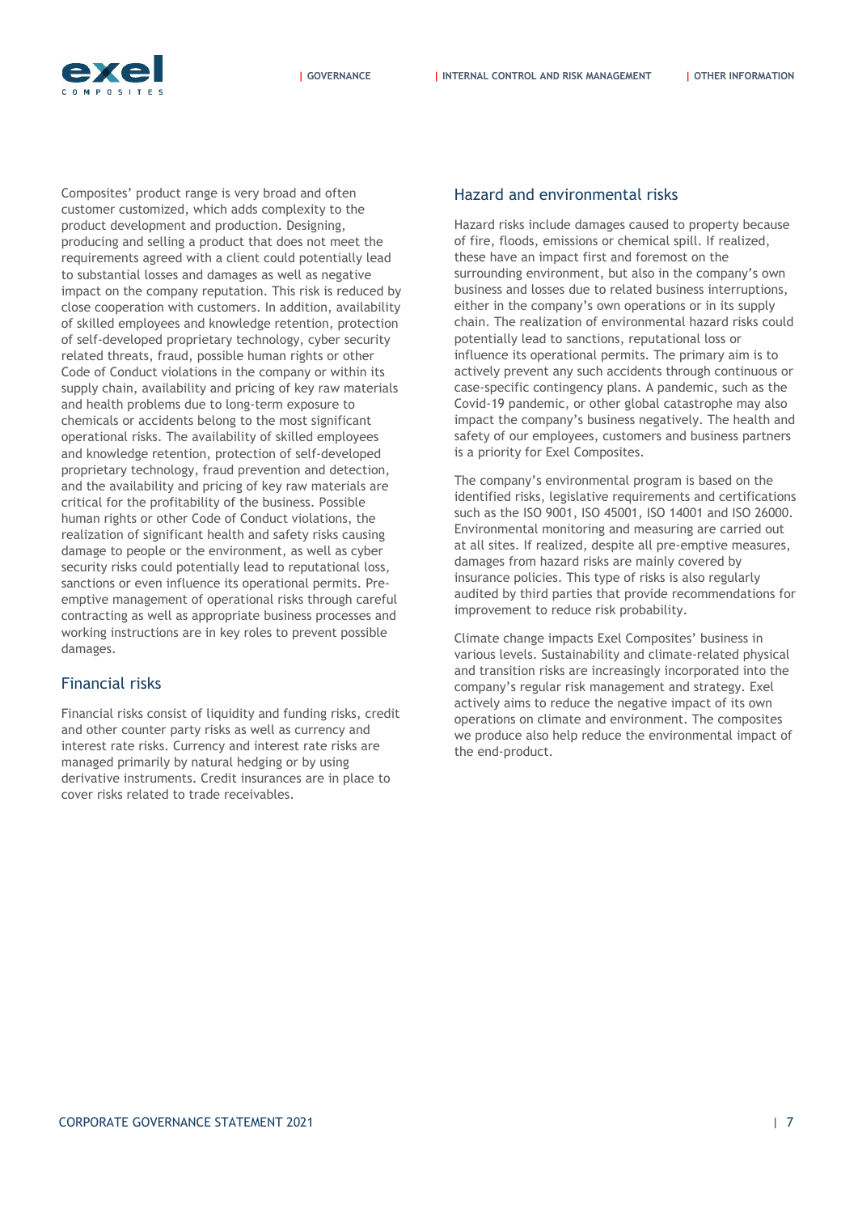Composites' product range is very broad and often customer customized, which adds complexity to the product development and production. Designing, producing and selling a product that does not meet the requirements agreed with a client could potentially lead to substantial losses and damages as well as negative impact on the company reputation. This risk is reduced by close cooperation with customers. In addition, availability of skilled employees and knowledge retention, protection of self-developed proprietary technology, cyber security related threats, fraud, possible human rights or other Code of Conduct violations in the company or within its supply chain, availability and pricing of key raw materials and health problems due to long-term exposure to chemicals or accidents belong to the most significant operational risks. The availability of skilled employees and knowledge retention, protection of self-developed proprietary technology, fraud prevention and detection, and the availability and pricing of key raw materials are critical for the profitability of the business. Possible human rights or other Code of Conduct violations, the realization of significant health and safety risks causing damage to people or the environment, as well as cyber security risks could potentially lead to reputational loss, sanctions or even influence its operational permits. Pre-emptive management of operational risks through careful contracting as well as appropriate business processes and working instructions are in key roles to prevent possible damages.

## Financial risks

Financial risks consist of liquidity and funding risks, credit and other counter party risks as well as currency and interest rate risks. Currency and interest rate risks are managed primarily by natural hedging or by using derivative instruments. Credit insurances are in place to cover risks related to trade receivables.

## Hazard and environmental risks

Hazard risks include damages caused to property because of fire, floods, emissions or chemical spill. If realized, these have an impact first and foremost on the surrounding environment, but also in the company's own business and losses due to related business interruptions, either in the company's own operations or in its supply chain. The realization of environmental hazard risks could potentially lead to sanctions, reputational loss or influence its operational permits. The primary aim is to actively prevent any such accidents through continuous or case-specific contingency plans. A pandemic, such as the Covid-19 pandemic, or other global catastrophe may also impact the company's business negatively. The health and safety of our employees, customers and business partners is a priority for Exel Composites.

The company's environmental program is based on the identified risks, legislative requirements and certifications such as the ISO 9001, ISO 45001, ISO 14001 and ISO 26000. Environmental monitoring and measuring are carried out at all sites. If realized, despite all pre-emptive measures, damages from hazard risks are mainly covered by insurance policies. This type of risks is also regularly audited by third parties that provide recommendations for improvement to reduce risk probability.

Climate change impacts Exel Composites' business in various levels. Sustainability and climate-related physical and transition risks are increasingly incorporated into the company's regular risk management and strategy. Exel actively aims to reduce the negative impact of its own operations on climate and environment. The composites we produce also help reduce the environmental impact of the end-product.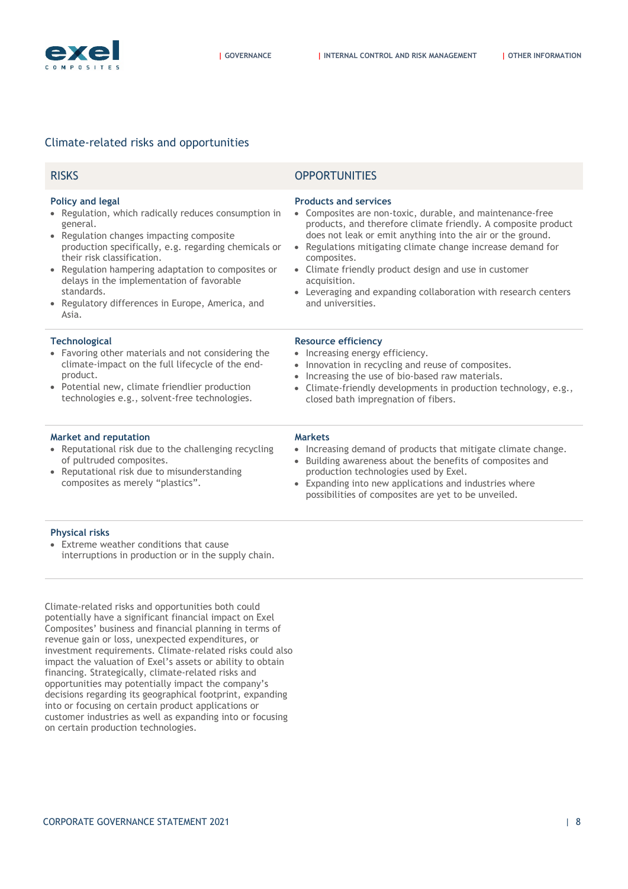## Climate-related risks and opportunities

| RISKS | OPPORTUNITIES |
|---|---|
| **Policy and legal**<br>• Regulation, which radically reduces consumption in general.<br>• Regulation changes impacting composite production specifically, e.g. regarding chemicals or their risk classification.<br>• Regulation hampering adaptation to composites or delays in the implementation of favorable standards.<br>• Regulatory differences in Europe, America, and Asia. | **Products and services**<br>• Composites are non-toxic, durable, and maintenance-free products, and therefore climate friendly. A composite product does not leak or emit anything into the air or the ground.<br>• Regulations mitigating climate change increase demand for composites.<br>• Climate friendly product design and use in customer acquisition.<br>• Leveraging and expanding collaboration with research centers and universities. |
| **Technological**<br>• Favoring other materials and not considering the climate-impact on the full lifecycle of the end-product.<br>• Potential new, climate friendlier production technologies e.g., solvent-free technologies. | **Resource efficiency**<br>• Increasing energy efficiency.<br>• Innovation in recycling and reuse of composites.<br>• Increasing the use of bio-based raw materials.<br>• Climate-friendly developments in production technology, e.g., closed bath impregnation of fibers. |
| **Market and reputation**<br>• Reputational risk due to the challenging recycling of pultruded composites.<br>• Reputational risk due to misunderstanding composites as merely “plastics”. | **Markets**<br>• Increasing demand of products that mitigate climate change.<br>• Building awareness about the benefits of composites and production technologies used by Exel.<br>• Expanding into new applications and industries where possibilities of composites are yet to be unveiled. |
| **Physical risks**<br>• Extreme weather conditions that cause interruptions in production or in the supply chain. | |

Climate-related risks and opportunities both could potentially have a significant financial impact on Exel Composites’ business and financial planning in terms of revenue gain or loss, unexpected expenditures, or investment requirements. Climate-related risks could also impact the valuation of Exel’s assets or ability to obtain financing. Strategically, climate-related risks and opportunities may potentially impact the company’s decisions regarding its geographical footprint, expanding into or focusing on certain product applications or customer industries as well as expanding into or focusing on certain production technologies.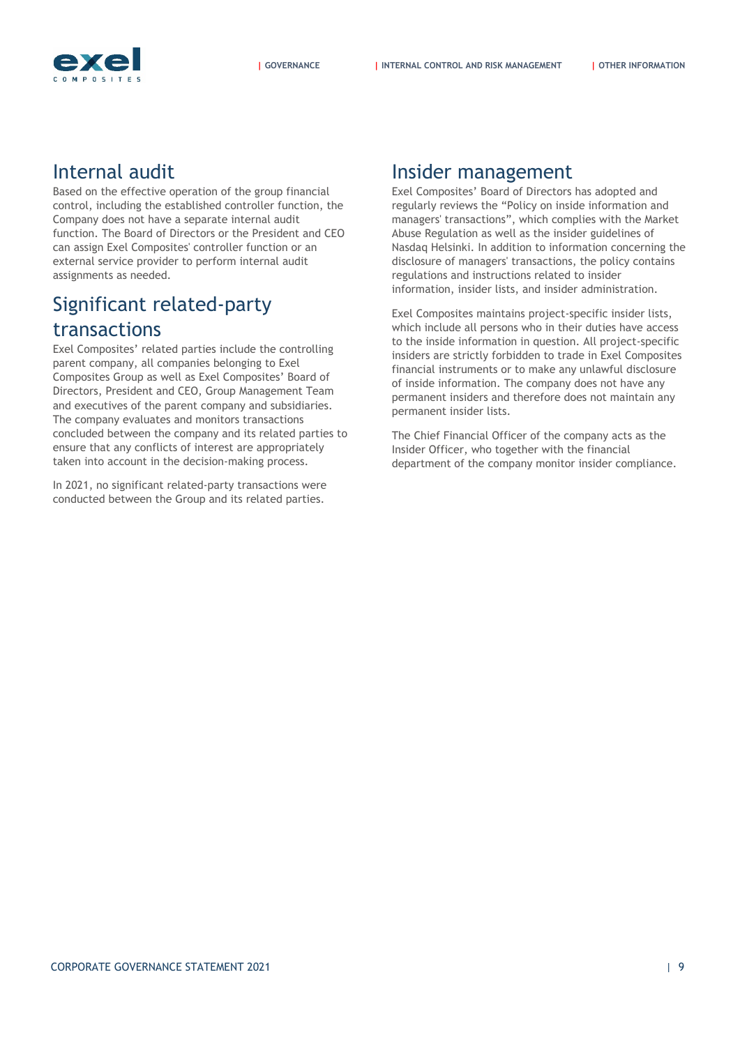## Internal audit

Based on the effective operation of the group financial control, including the established controller function, the Company does not have a separate internal audit function. The Board of Directors or the President and CEO can assign Exel Composites' controller function or an external service provider to perform internal audit assignments as needed.

## Significant related-party transactions

Exel Composites' related parties include the controlling parent company, all companies belonging to Exel Composites Group as well as Exel Composites' Board of Directors, President and CEO, Group Management Team and executives of the parent company and subsidiaries. The company evaluates and monitors transactions concluded between the company and its related parties to ensure that any conflicts of interest are appropriately taken into account in the decision-making process.

In 2021, no significant related-party transactions were conducted between the Group and its related parties.

## Insider management

Exel Composites' Board of Directors has adopted and regularly reviews the "Policy on inside information and managers' transactions", which complies with the Market Abuse Regulation as well as the insider guidelines of Nasdaq Helsinki. In addition to information concerning the disclosure of managers' transactions, the policy contains regulations and instructions related to insider information, insider lists, and insider administration.

Exel Composites maintains project-specific insider lists, which include all persons who in their duties have access to the inside information in question. All project-specific insiders are strictly forbidden to trade in Exel Composites financial instruments or to make any unlawful disclosure of inside information. The company does not have any permanent insiders and therefore does not maintain any permanent insider lists.

The Chief Financial Officer of the company acts as the Insider Officer, who together with the financial department of the company monitor insider compliance.